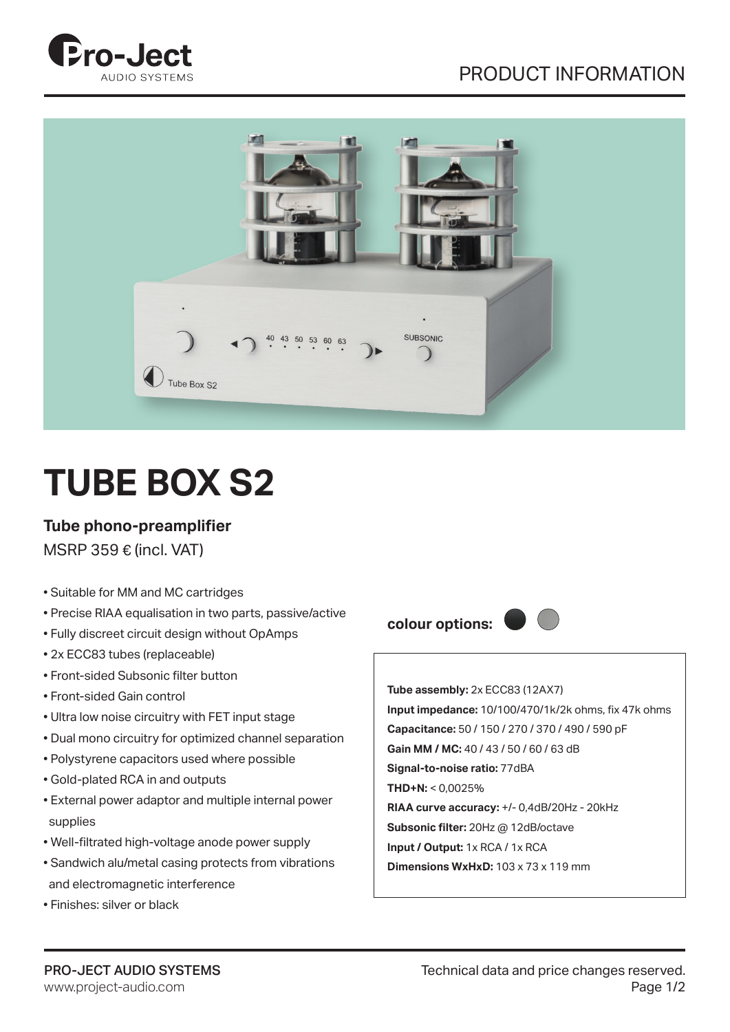PRODUCT INFORMATION

# TUBE BOX S2

**Tube phono-preamplifier**

MSRP 359 € (incl. VAT)

- Suitable for MM and MC cartridges
- Precise RIAA equalisation in two parts, passive/active
- Fully discreet circuit design without OpAmps
- 2x ECC83 tubes (replaceable)
- Front-sided Subsonic filter button
- Front-sided Gain control
- Ultra low noise circuitry with FET input stage
- Dual mono circuitry for optimized channel separation
- Polystyrene capacitors used where possible
- Gold-plated RCA in and outputs
- External power adaptor and multiple internal power supplies
- Well-filtrated high-voltage anode power supply
- Sandwich alu/metal casing protects from vibrations and electromagnetic interference
- Finishes: silver or black

**colour options:**

**Tube assembly:** 2x ECC83 (12AX7)
**Input impedance:** 10/100/470/1k/2k ohms, fix 47k ohms
**Capacitance:** 50 / 150 / 270 / 370 / 490 / 590 pF
**Gain MM / MC:** 40 / 43 / 50 / 60 / 63 dB
**Signal-to-noise ratio:** 77dBA
**THD+N:** < 0,0025%
**RIAA curve accuracy:** +/- 0,4dB/20Hz - 20kHz
**Subsonic filter:** 20Hz @ 12dB/octave
**Input / Output:** 1x RCA / 1x RCA
**Dimensions WxHxD:** 103 x 73 x 119 mm

PRO-JECT AUDIO SYSTEMS
www.project-audio.com

Technical data and price changes reserved.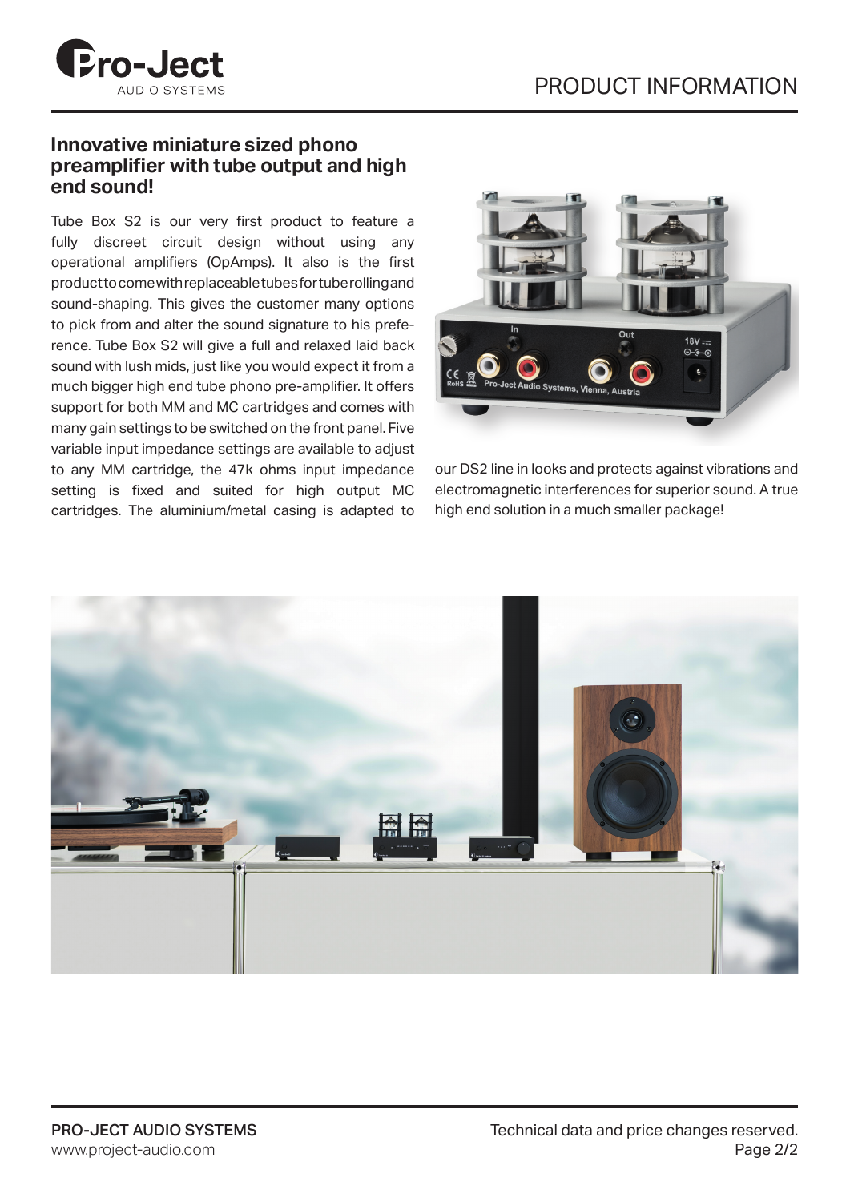## Innovative miniature sized phono preamplifier with tube output and high end sound!

Tube Box S2 is our very first product to feature a fully discreet circuit design without using any operational amplifiers (OpAmps). It also is the first product to come with replaceable tubes for tube rolling and sound-shaping. This gives the customer many options to pick from and alter the sound signature to his preference. Tube Box S2 will give a full and relaxed laid back sound with lush mids, just like you would expect it from a much bigger high end tube phono pre-amplifier. It offers support for both MM and MC cartridges and comes with many gain settings to be switched on the front panel. Five variable input impedance settings are available to adjust to any MM cartridge, the 47k ohms input impedance setting is fixed and suited for high output MC cartridges. The aluminium/metal casing is adapted to our DS2 line in looks and protects against vibrations and electromagnetic interferences for superior sound. A true high end solution in a much smaller package!